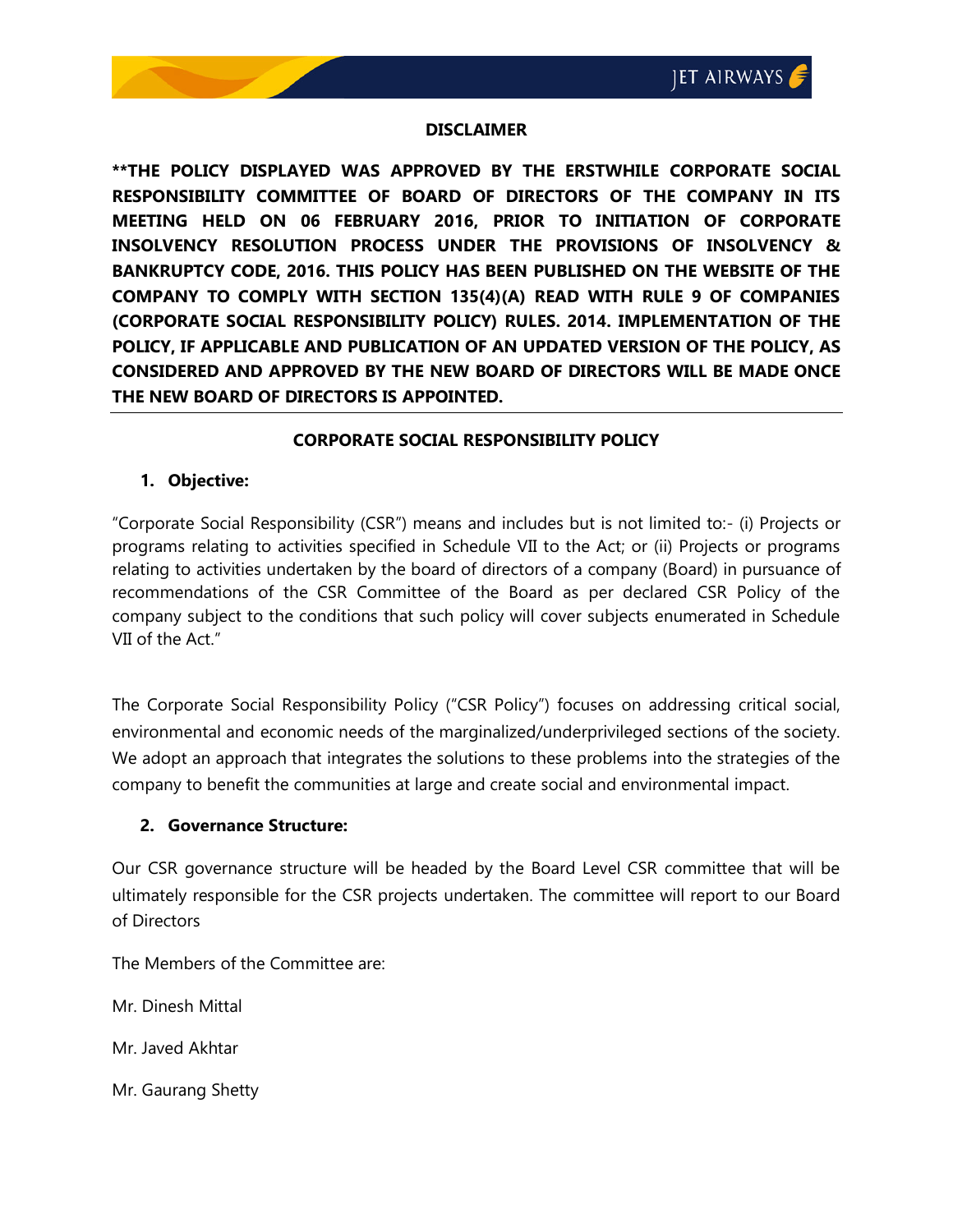## DISCLAIMER

**\*\*THE POLICY DISPLAYED WAS APPROVED BY THE ERSTWHILE CORPORATE SOCIAL RESPONSIBILITY COMMITTEE OF BOARD OF DIRECTORS OF THE COMPANY IN ITS MEETING HELD ON 06 FEBRUARY 2016, PRIOR TO INITIATION OF CORPORATE INSOLVENCY RESOLUTION PROCESS UNDER THE PROVISIONS OF INSOLVENCY & BANKRUPTCY CODE, 2016. THIS POLICY HAS BEEN PUBLISHED ON THE WEBSITE OF THE COMPANY TO COMPLY WITH SECTION 135(4)(A) READ WITH RULE 9 OF COMPANIES (CORPORATE SOCIAL RESPONSIBILITY POLICY) RULES. 2014. IMPLEMENTATION OF THE POLICY, IF APPLICABLE AND PUBLICATION OF AN UPDATED VERSION OF THE POLICY, AS CONSIDERED AND APPROVED BY THE NEW BOARD OF DIRECTORS WILL BE MADE ONCE THE NEW BOARD OF DIRECTORS IS APPOINTED.**

---

## CORPORATE SOCIAL RESPONSIBILITY POLICY

### 1. Objective:

"Corporate Social Responsibility (CSR)" means and includes but is not limited to:- (i) Projects or programs relating to activities specified in Schedule VII to the Act; or (ii) Projects or programs relating to activities undertaken by the board of directors of a company (Board) in pursuance of recommendations of the CSR Committee of the Board as per declared CSR Policy of the company subject to the conditions that such policy will cover subjects enumerated in Schedule VII of the Act."

The Corporate Social Responsibility Policy ("CSR Policy") focuses on addressing critical social, environmental and economic needs of the marginalized/underprivileged sections of the society. We adopt an approach that integrates the solutions to these problems into the strategies of the company to benefit the communities at large and create social and environmental impact.

### 2. Governance Structure:

Our CSR governance structure will be headed by the Board Level CSR committee that will be ultimately responsible for the CSR projects undertaken. The committee will report to our Board of Directors

The Members of the Committee are:

Mr. Dinesh Mittal

Mr. Javed Akhtar

Mr. Gaurang Shetty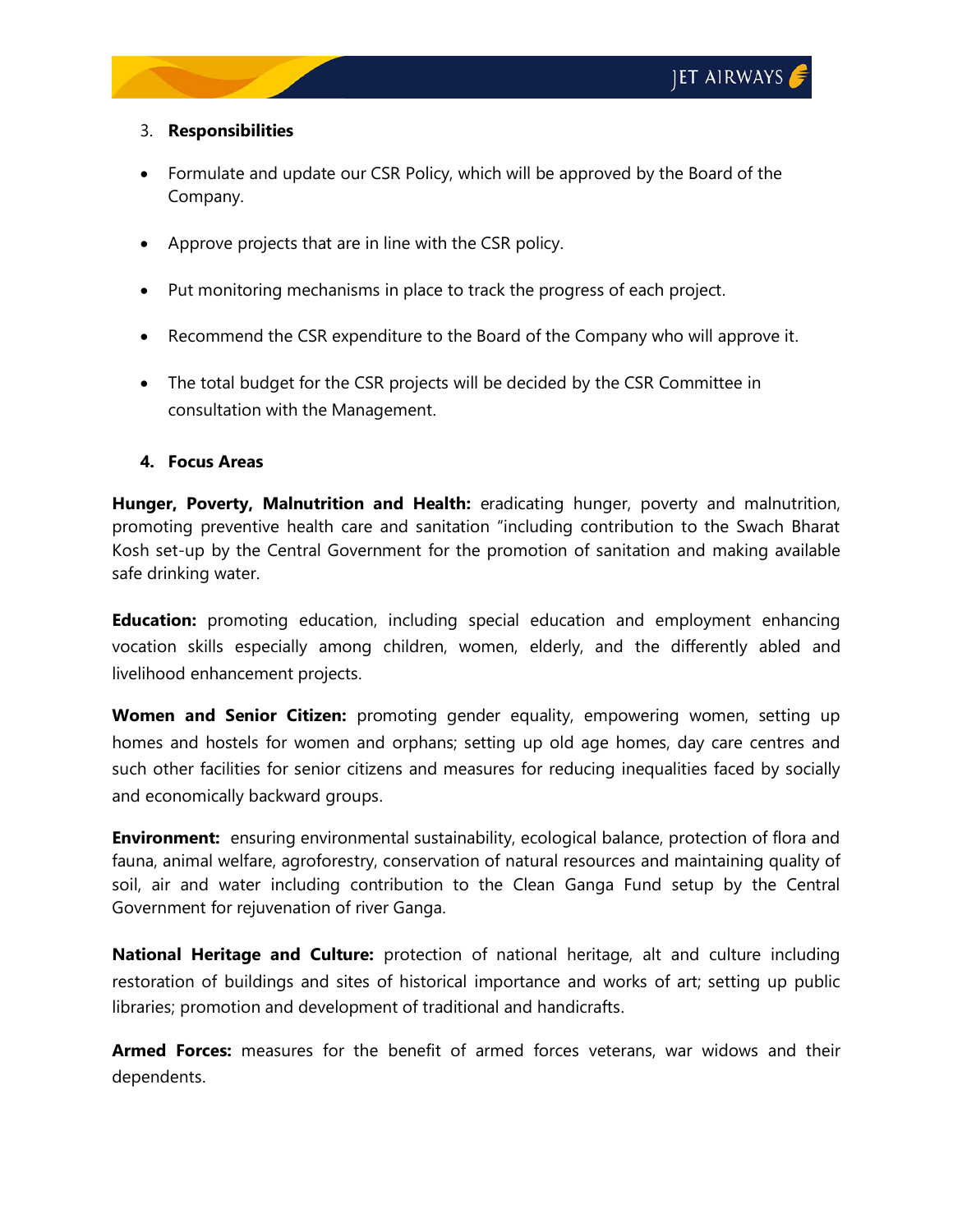3. **Responsibilities**

- Formulate and update our CSR Policy, which will be approved by the Board of the Company.
- Approve projects that are in line with the CSR policy.
- Put monitoring mechanisms in place to track the progress of each project.
- Recommend the CSR expenditure to the Board of the Company who will approve it.
- The total budget for the CSR projects will be decided by the CSR Committee in consultation with the Management.

4. **Focus Areas**

**Hunger, Poverty, Malnutrition and Health:** eradicating hunger, poverty and malnutrition, promoting preventive health care and sanitation "including contribution to the Swach Bharat Kosh set-up by the Central Government for the promotion of sanitation and making available safe drinking water.

**Education:** promoting education, including special education and employment enhancing vocation skills especially among children, women, elderly, and the differently abled and livelihood enhancement projects.

**Women and Senior Citizen:** promoting gender equality, empowering women, setting up homes and hostels for women and orphans; setting up old age homes, day care centres and such other facilities for senior citizens and measures for reducing inequalities faced by socially and economically backward groups.

**Environment:** ensuring environmental sustainability, ecological balance, protection of flora and fauna, animal welfare, agroforestry, conservation of natural resources and maintaining quality of soil, air and water including contribution to the Clean Ganga Fund setup by the Central Government for rejuvenation of river Ganga.

**National Heritage and Culture:** protection of national heritage, alt and culture including restoration of buildings and sites of historical importance and works of art; setting up public libraries; promotion and development of traditional and handicrafts.

**Armed Forces:** measures for the benefit of armed forces veterans, war widows and their dependents.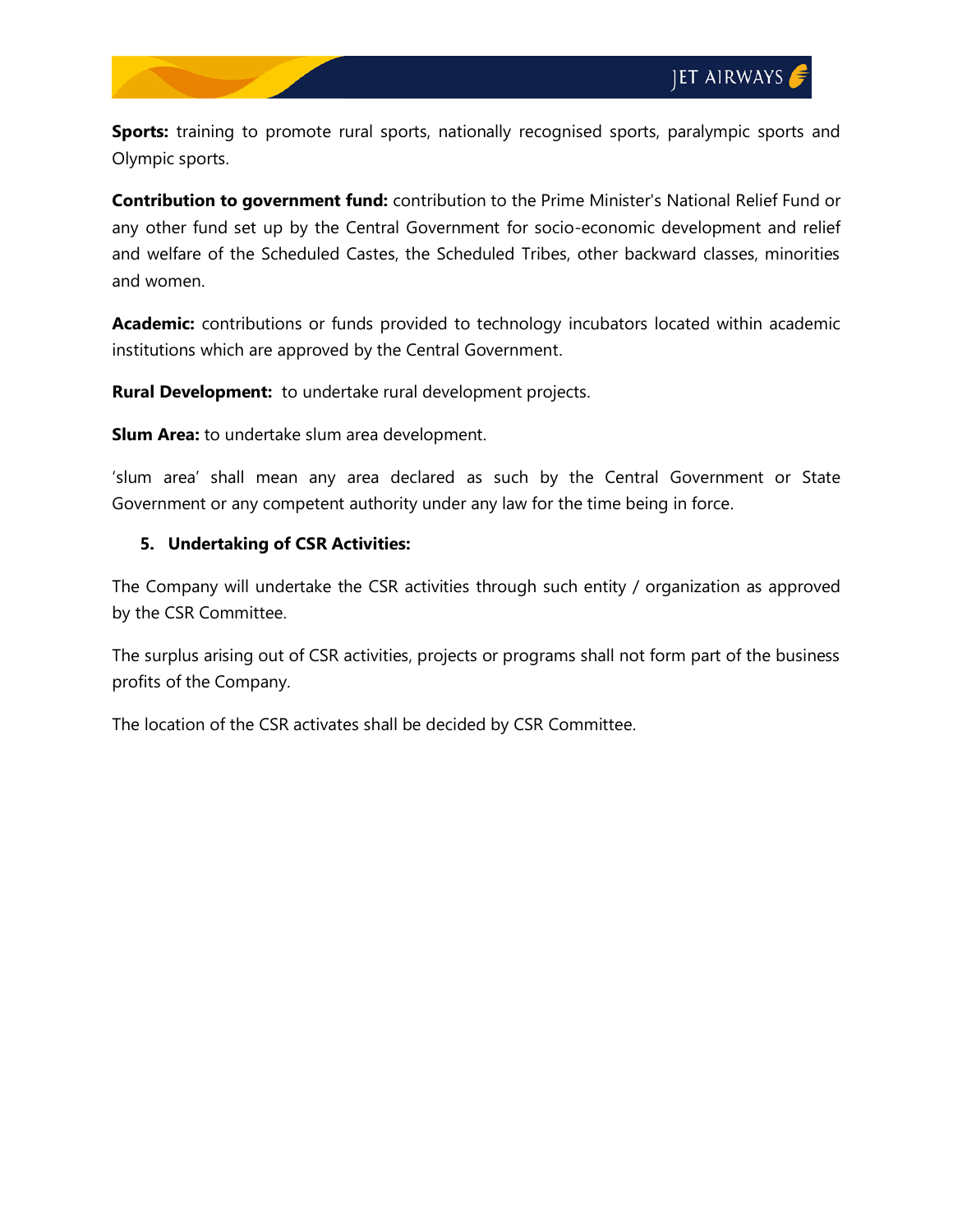**Sports:** training to promote rural sports, nationally recognised sports, paralympic sports and Olympic sports.

**Contribution to government fund:** contribution to the Prime Minister's National Relief Fund or any other fund set up by the Central Government for socio-economic development and relief and welfare of the Scheduled Castes, the Scheduled Tribes, other backward classes, minorities and women.

**Academic:** contributions or funds provided to technology incubators located within academic institutions which are approved by the Central Government.

**Rural Development:** to undertake rural development projects.

**Slum Area:** to undertake slum area development.

'slum area' shall mean any area declared as such by the Central Government or State Government or any competent authority under any law for the time being in force.

5. **Undertaking of CSR Activities:**

The Company will undertake the CSR activities through such entity / organization as approved by the CSR Committee.

The surplus arising out of CSR activities, projects or programs shall not form part of the business profits of the Company.

The location of the CSR activates shall be decided by CSR Committee.